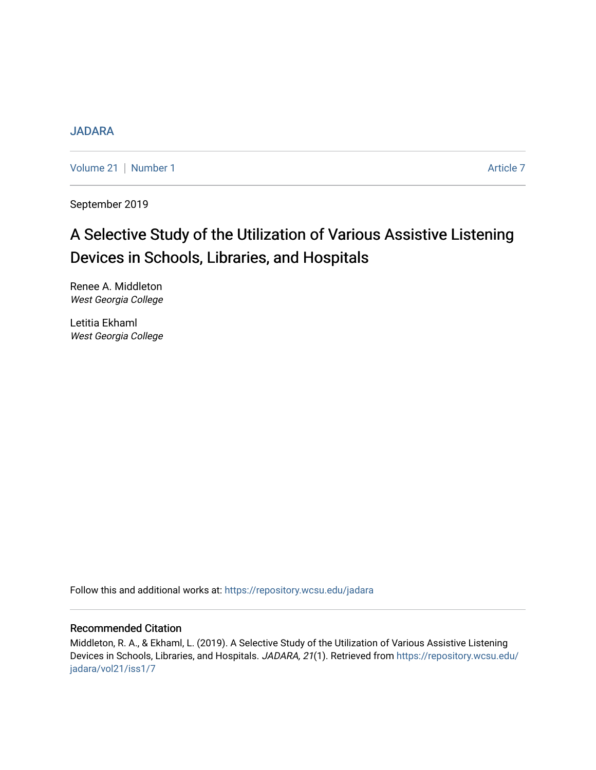JADARA

Volume 21 | Number 1 Article 7

September 2019

# A Selective Study of the Utilization of Various Assistive Listening Devices in Schools, Libraries, and Hospitals

Renee A. Middleton
*West Georgia College*

Letitia Ekhaml
*West Georgia College*

Follow this and additional works at: https://repository.wcsu.edu/jadara

## Recommended Citation

Middleton, R. A., & Ekhaml, L. (2019). A Selective Study of the Utilization of Various Assistive Listening Devices in Schools, Libraries, and Hospitals. *JADARA, 21*(1). Retrieved from https://repository.wcsu.edu/jadara/vol21/iss1/7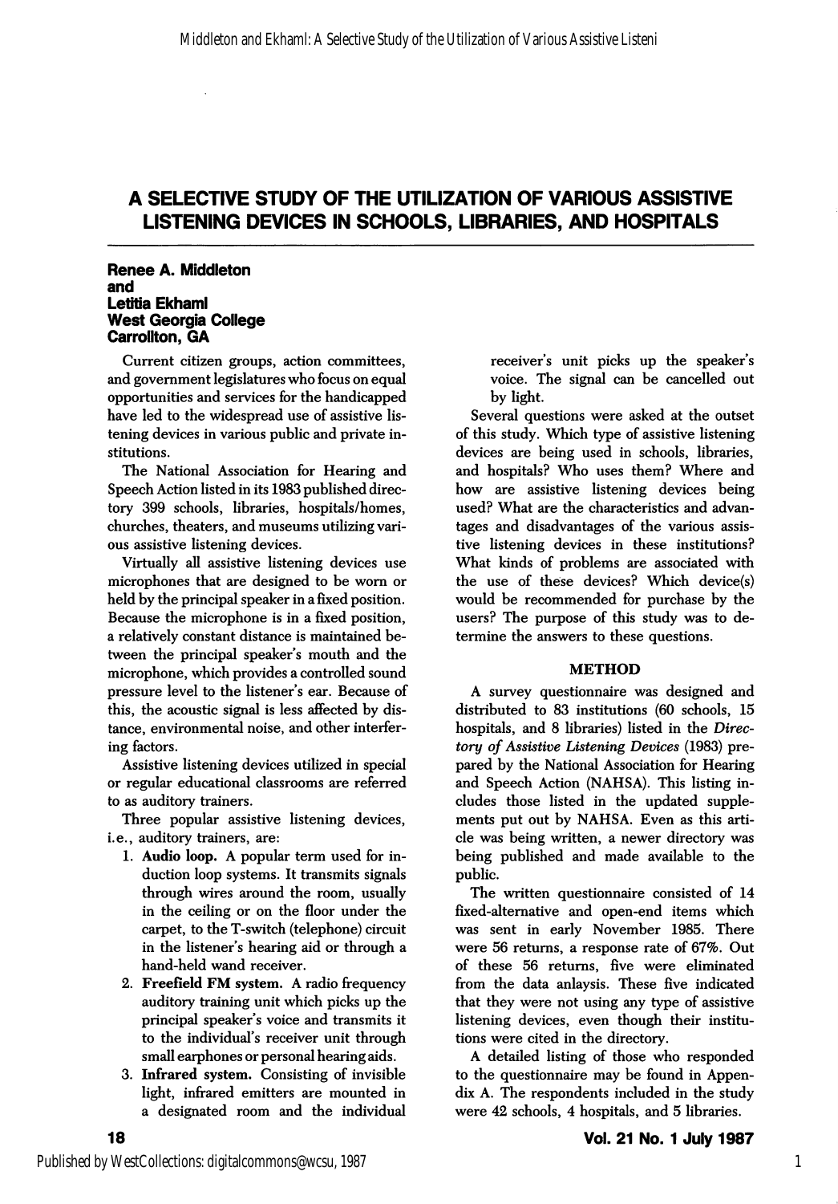# A SELECTIVE STUDY OF THE UTILIZATION OF VARIOUS ASSISTIVE LISTENING DEVICES IN SCHOOLS, LIBRARIES, AND HOSPITALS

**Renee A. Middleton**
**and**
**Letitia Ekhaml**
**West Georgia College**
**Carrollton, GA**

Current citizen groups, action committees, and government legislatures who focus on equal opportunities and services for the handicapped have led to the widespread use of assistive listening devices in various public and private institutions.

The National Association for Hearing and Speech Action listed in its 1983 published directory 399 schools, libraries, hospitals/homes, churches, theaters, and museums utilizing various assistive listening devices.

Virtually all assistive listening devices use microphones that are designed to be worn or held by the principal speaker in a fixed position. Because the microphone is in a fixed position, a relatively constant distance is maintained between the principal speaker's mouth and the microphone, which provides a controlled sound pressure level to the listener's ear. Because of this, the acoustic signal is less affected by distance, environmental noise, and other interfering factors.

Assistive listening devices utilized in special or regular educational classrooms are referred to as auditory trainers.

Three popular assistive listening devices, i.e., auditory trainers, are:

1. **Audio loop.** A popular term used for induction loop systems. It transmits signals through wires around the room, usually in the ceiling or on the floor under the carpet, to the T-switch (telephone) circuit in the listener's hearing aid or through a hand-held wand receiver.
2. **Freefield FM system.** A radio frequency auditory training unit which picks up the principal speaker's voice and transmits it to the individual's receiver unit through small earphones or personal hearing aids.
3. **Infrared system.** Consisting of invisible light, infrared emitters are mounted in a designated room and the individual receiver's unit picks up the speaker's voice. The signal can be cancelled out by light.

Several questions were asked at the outset of this study. Which type of assistive listening devices are being used in schools, libraries, and hospitals? Who uses them? Where and how are assistive listening devices being used? What are the characteristics and advantages and disadvantages of the various assistive listening devices in these institutions? What kinds of problems are associated with the use of these devices? Which device(s) would be recommended for purchase by the users? The purpose of this study was to determine the answers to these questions.

## METHOD

A survey questionnaire was designed and distributed to 83 institutions (60 schools, 15 hospitals, and 8 libraries) listed in the *Directory of Assistive Listening Devices* (1983) prepared by the National Association for Hearing and Speech Action (NAHSA). This listing includes those listed in the updated supplements put out by NAHSA. Even as this article was being written, a newer directory was being published and made available to the public.

The written questionnaire consisted of 14 fixed-alternative and open-end items which was sent in early November 1985. There were 56 returns, a response rate of 67%. Out of these 56 returns, five were eliminated from the data anlaysis. These five indicated that they were not using any type of assistive listening devices, even though their institutions were cited in the directory.

A detailed listing of those who responded to the questionnaire may be found in Appendix A. The respondents included in the study were 42 schools, 4 hospitals, and 5 libraries.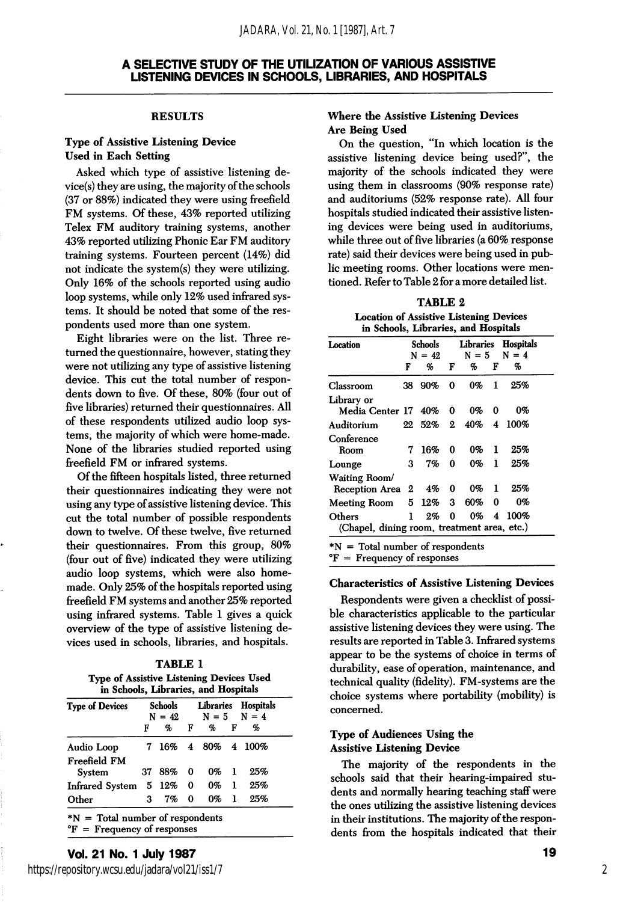# A SELECTIVE STUDY OF THE UTILIZATION OF VARIOUS ASSISTIVE LISTENING DEVICES IN SCHOOLS, LIBRARIES, AND HOSPITALS

## RESULTS

### Type of Assistive Listening Device Used in Each Setting

Asked which type of assistive listening device(s) they are using, the majority of the schools (37 or 88%) indicated they were using freefield FM systems. Of these, 43% reported utilizing Telex FM auditory training systems, another 43% reported utilizing Phonic Ear FM auditory training systems. Fourteen percent (14%) did not indicate the system(s) they were utilizing. Only 16% of the schools reported using audio loop systems, while only 12% used infrared systems. It should be noted that some of the respondents used more than one system.

Eight libraries were on the list. Three returned the questionnaire, however, stating they were not utilizing any type of assistive listening device. This cut the total number of respondents down to five. Of these, 80% (four out of five libraries) returned their questionnaires. All of these respondents utilized audio loop systems, the majority of which were home-made. None of the libraries studied reported using freefield FM or infrared systems.

Of the fifteen hospitals listed, three returned their questionnaires indicating they were not using any type of assistive listening device. This cut the total number of possible respondents down to twelve. Of these twelve, five returned their questionnaires. From this group, 80% (four out of five) indicated they were utilizing audio loop systems, which were also home-made. Only 25% of the hospitals reported using freefield FM systems and another 25% reported using infrared systems. Table 1 gives a quick overview of the type of assistive listening devices used in schools, libraries, and hospitals.

**TABLE 1**
**Type of Assistive Listening Devices Used in Schools, Libraries, and Hospitals**

| Type of Devices | Schools N = 42 | | Libraries N = 5 | | Hospitals N = 4 | |
|---|---|---|---|---|---|---|
| | F | % | F | % | F | % |
| Audio Loop | 7 | 16% | 4 | 80% | 4 | 100% |
| Freefield FM System | 37 | 88% | 0 | 0% | 1 | 25% |
| Infrared System | 5 | 12% | 0 | 0% | 1 | 25% |
| Other | 3 | 7% | 0 | 0% | 1 | 25% |

*N = Total number of respondents
°F = Frequency of responses

### Where the Assistive Listening Devices Are Being Used

On the question, "In which location is the assistive listening device being used?", the majority of the schools indicated they were using them in classrooms (90% response rate) and auditoriums (52% response rate). All four hospitals studied indicated their assistive listening devices were being used in auditoriums, while three out of five libraries (a 60% response rate) said their devices were being used in public meeting rooms. Other locations were mentioned. Refer to Table 2 for a more detailed list.

**TABLE 2**
**Location of Assistive Listening Devices in Schools, Libraries, and Hospitals**

| Location | Schools N = 42 | | Libraries N = 5 | | Hospitals N = 4 | |
|---|---|---|---|---|---|---|
| | F | % | F | % | F | % |
| Classroom | 38 | 90% | 0 | 0% | 1 | 25% |
| Library or Media Center | 17 | 40% | 0 | 0% | 0 | 0% |
| Auditorium | 22 | 52% | 2 | 40% | 4 | 100% |
| Conference Room | 7 | 16% | 0 | 0% | 1 | 25% |
| Lounge | 3 | 7% | 0 | 0% | 1 | 25% |
| Waiting Room/ Reception Area | 2 | 4% | 0 | 0% | 1 | 25% |
| Meeting Room | 5 | 12% | 3 | 60% | 0 | 0% |
| Others (Chapel, dining room, treatment area, etc.) | 1 | 2% | 0 | 0% | 4 | 100% |

*N = Total number of respondents
°F = Frequency of responses

### Characteristics of Assistive Listening Devices

Respondents were given a checklist of possible characteristics applicable to the particular assistive listening devices they were using. The results are reported in Table 3. Infrared systems appear to be the systems of choice in terms of durability, ease of operation, maintenance, and technical quality (fidelity). FM-systems are the choice systems where portability (mobility) is concerned.

### Type of Audiences Using the Assistive Listening Device

The majority of the respondents in the schools said that their hearing-impaired students and normally hearing teaching staff were the ones utilizing the assistive listening devices in their institutions. The majority of the respondents from the hospitals indicated that their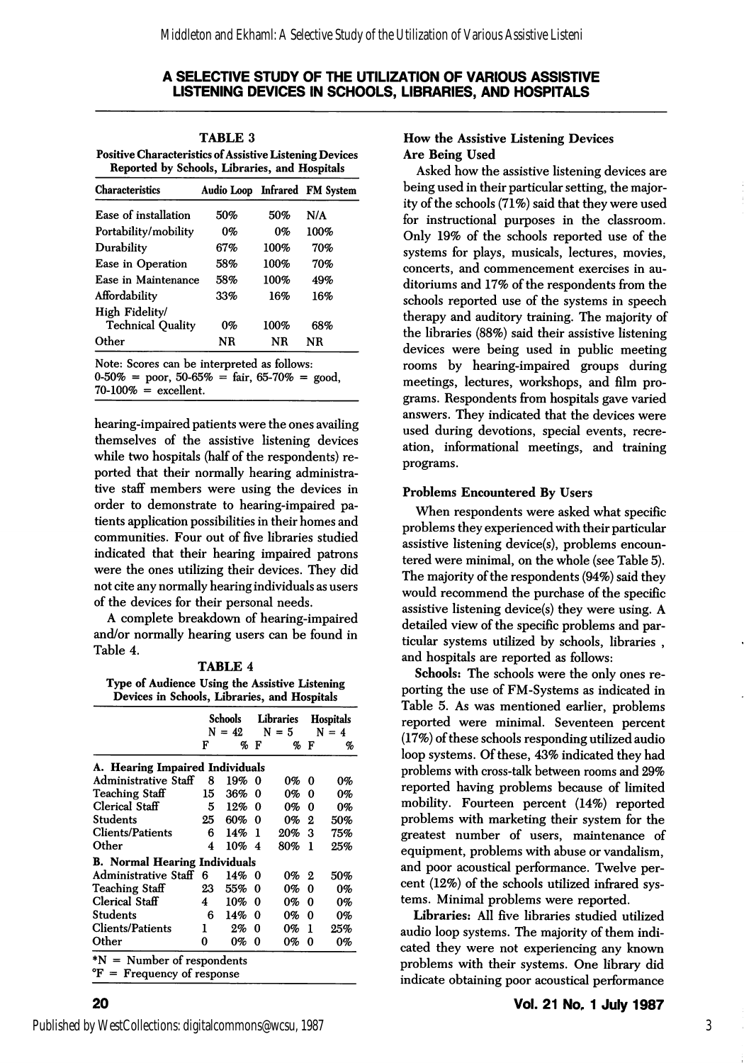## A SELECTIVE STUDY OF THE UTILIZATION OF VARIOUS ASSISTIVE LISTENING DEVICES IN SCHOOLS, LIBRARIES, AND HOSPITALS

**TABLE 3**
**Positive Characteristics of Assistive Listening Devices Reported by Schools, Libraries, and Hospitals**

| Characteristics | Audio Loop | Infrared | FM System |
|---|---|---|---|
| Ease of installation | 50% | 50% | N/A |
| Portability/mobility | 0% | 0% | 100% |
| Durability | 67% | 100% | 70% |
| Ease in Operation | 58% | 100% | 70% |
| Ease in Maintenance | 58% | 100% | 49% |
| Affordability | 33% | 16% | 16% |
| High Fidelity/ Technical Quality | 0% | 100% | 68% |
| Other | NR | NR | NR |

Note: Scores can be interpreted as follows: 0-50% = poor, 50-65% = fair, 65-70% = good, 70-100% = excellent.

hearing-impaired patients were the ones availing themselves of the assistive listening devices while two hospitals (half of the respondents) reported that their normally hearing administrative staff members were using the devices in order to demonstrate to hearing-impaired patients application possibilities in their homes and communities. Four out of five libraries studied indicated that their hearing impaired patrons were the ones utilizing their devices. They did not cite any normally hearing individuals as users of the devices for their personal needs.

A complete breakdown of hearing-impaired and/or normally hearing users can be found in Table 4.

**TABLE 4**
**Type of Audience Using the Assistive Listening Devices in Schools, Libraries, and Hospitals**

| | Schools N = 42 | | Libraries N = 5 | | Hospitals N = 4 | |
|---|---|---|---|---|---|---|
| | F | % | F | % | F | % |
| **A. Hearing Impaired Individuals** | | | | | | |
| Administrative Staff | 8 | 19% | 0 | 0% | 0 | 0% |
| Teaching Staff | 15 | 36% | 0 | 0% | 0 | 0% |
| Clerical Staff | 5 | 12% | 0 | 0% | 0 | 0% |
| Students | 25 | 60% | 0 | 0% | 2 | 50% |
| Clients/Patients | 6 | 14% | 1 | 20% | 3 | 75% |
| Other | 4 | 10% | 4 | 80% | 1 | 25% |
| **B. Normal Hearing Individuals** | | | | | | |
| Administrative Staff | 6 | 14% | 0 | 0% | 2 | 50% |
| Teaching Staff | 23 | 55% | 0 | 0% | 0 | 0% |
| Clerical Staff | 4 | 10% | 0 | 0% | 0 | 0% |
| Students | 6 | 14% | 0 | 0% | 0 | 0% |
| Clients/Patients | 1 | 2% | 0 | 0% | 1 | 25% |
| Other | 0 | 0% | 0 | 0% | 0 | 0% |

*N = Number of respondents
°F = Frequency of response

### How the Assistive Listening Devices Are Being Used

Asked how the assistive listening devices are being used in their particular setting, the majority of the schools (71%) said that they were used for instructional purposes in the classroom. Only 19% of the schools reported use of the systems for plays, musicals, lectures, movies, concerts, and commencement exercises in auditoriums and 17% of the respondents from the schools reported use of the systems in speech therapy and auditory training. The majority of the libraries (88%) said their assistive listening devices were being used in public meeting rooms by hearing-impaired groups during meetings, lectures, workshops, and film programs. Respondents from hospitals gave varied answers. They indicated that the devices were used during devotions, special events, recreation, informational meetings, and training programs.

### Problems Encountered By Users

When respondents were asked what specific problems they experienced with their particular assistive listening device(s), problems encountered were minimal, on the whole (see Table 5). The majority of the respondents (94%) said they would recommend the purchase of the specific assistive listening device(s) they were using. A detailed view of the specific problems and particular systems utilized by schools, libraries , and hospitals are reported as follows:

**Schools:** The schools were the only ones reporting the use of FM-Systems as indicated in Table 5. As was mentioned earlier, problems reported were minimal. Seventeen percent (17%) of these schools responding utilized audio loop systems. Of these, 43% indicated they had problems with cross-talk between rooms and 29% reported having problems because of limited mobility. Fourteen percent (14%) reported problems with marketing their system for the greatest number of users, maintenance of equipment, problems with abuse or vandalism, and poor acoustical performance. Twelve percent (12%) of the schools utilized infrared systems. Minimal problems were reported.

**Libraries:** All five libraries studied utilized audio loop systems. The majority of them indicated they were not experiencing any known problems with their systems. One library did indicate obtaining poor acoustical performance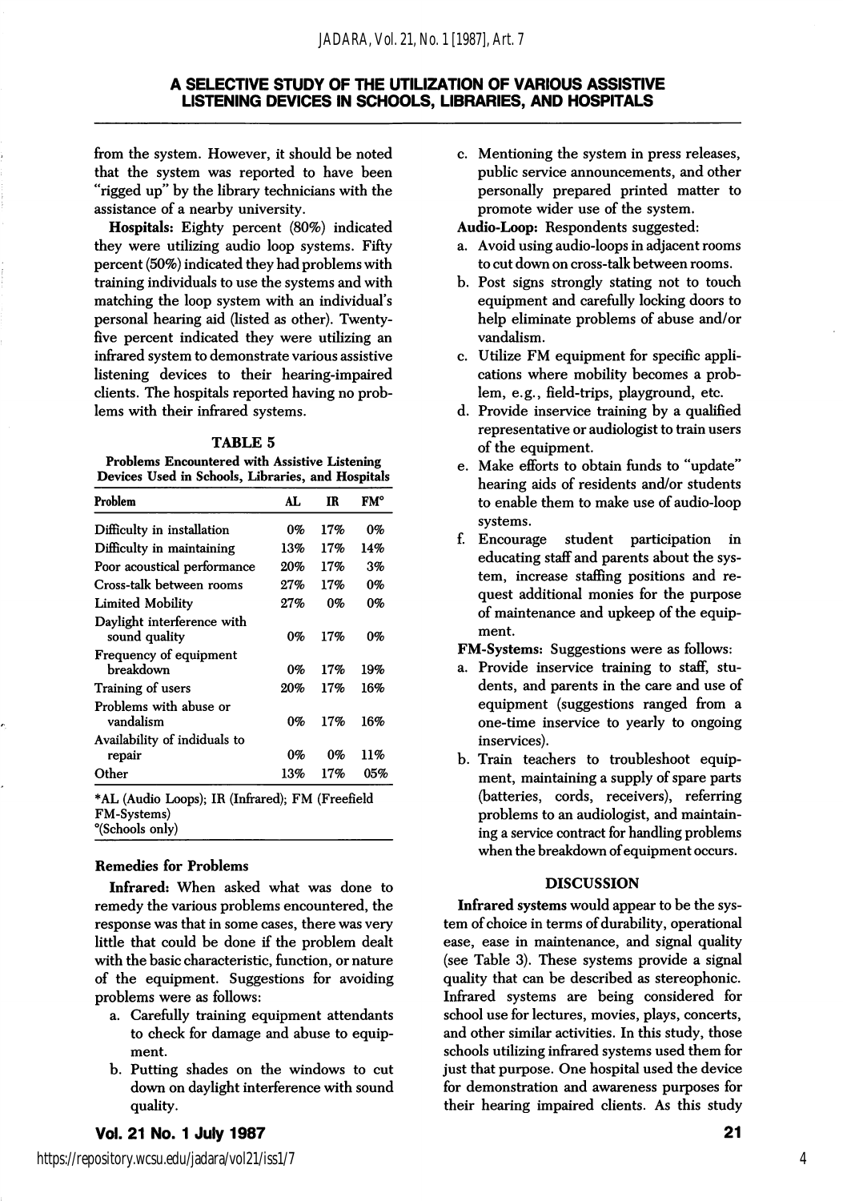from the system. However, it should be noted that the system was reported to have been "rigged up" by the library technicians with the assistance of a nearby university.

**Hospitals:** Eighty percent (80%) indicated they were utilizing audio loop systems. Fifty percent (50%) indicated they had problems with training individuals to use the systems and with matching the loop system with an individual's personal hearing aid (listed as other). Twenty-five percent indicated they were utilizing an infrared system to demonstrate various assistive listening devices to their hearing-impaired clients. The hospitals reported having no problems with their infrared systems.

**TABLE 5**
**Problems Encountered with Assistive Listening Devices Used in Schools, Libraries, and Hospitals**

| Problem | AL | IR | FM° |
|---|---|---|---|
| Difficulty in installation | 0% | 17% | 0% |
| Difficulty in maintaining | 13% | 17% | 14% |
| Poor acoustical performance | 20% | 17% | 3% |
| Cross-talk between rooms | 27% | 17% | 0% |
| Limited Mobility | 27% | 0% | 0% |
| Daylight interference with sound quality | 0% | 17% | 0% |
| Frequency of equipment breakdown | 0% | 17% | 19% |
| Training of users | 20% | 17% | 16% |
| Problems with abuse or vandalism | 0% | 17% | 16% |
| Availability of indiduals to repair | 0% | 0% | 11% |
| Other | 13% | 17% | 05% |

*AL (Audio Loops); IR (Infrared); FM (Freefield FM-Systems)
°(Schools only)

### Remedies for Problems

**Infrared:** When asked what was done to remedy the various problems encountered, the response was that in some cases, there was very little that could be done if the problem dealt with the basic characteristic, function, or nature of the equipment. Suggestions for avoiding problems were as follows:

a. Carefully training equipment attendants to check for damage and abuse to equipment.
b. Putting shades on the windows to cut down on daylight interference with sound quality.
c. Mentioning the system in press releases, public service announcements, and other personally prepared printed matter to promote wider use of the system.

**Audio-Loop:** Respondents suggested:

a. Avoid using audio-loops in adjacent rooms to cut down on cross-talk between rooms.
b. Post signs strongly stating not to touch equipment and carefully locking doors to help eliminate problems of abuse and/or vandalism.
c. Utilize FM equipment for specific applications where mobility becomes a problem, e.g., field-trips, playground, etc.
d. Provide inservice training by a qualified representative or audiologist to train users of the equipment.
e. Make efforts to obtain funds to "update" hearing aids of residents and/or students to enable them to make use of audio-loop systems.
f. Encourage student participation in educating staff and parents about the system, increase staffing positions and request additional monies for the purpose of maintenance and upkeep of the equipment.

**FM-Systems:** Suggestions were as follows:

a. Provide inservice training to staff, students, and parents in the care and use of equipment (suggestions ranged from a one-time inservice to yearly to ongoing inservices).
b. Train teachers to troubleshoot equipment, maintaining a supply of spare parts (batteries, cords, receivers), referring problems to an audiologist, and maintaining a service contract for handling problems when the breakdown of equipment occurs.

## DISCUSSION

**Infrared systems** would appear to be the system of choice in terms of durability, operational ease, ease in maintenance, and signal quality (see Table 3). These systems provide a signal quality that can be described as stereophonic. Infrared systems are being considered for school use for lectures, movies, plays, concerts, and other similar activities. In this study, those schools utilizing infrared systems used them for just that purpose. One hospital used the device for demonstration and awareness purposes for their hearing impaired clients. As this study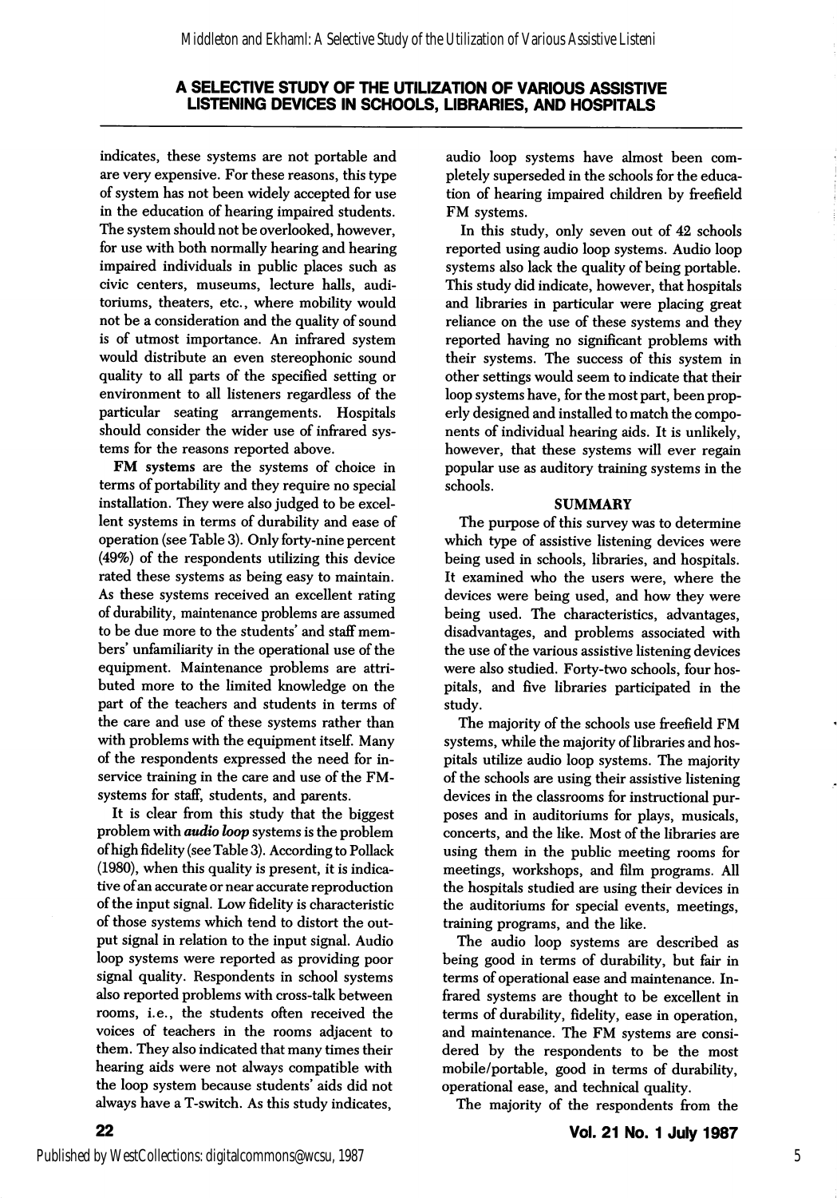indicates, these systems are not portable and are very expensive. For these reasons, this type of system has not been widely accepted for use in the education of hearing impaired students. The system should not be overlooked, however, for use with both normally hearing and hearing impaired individuals in public places such as civic centers, museums, lecture halls, auditoriums, theaters, etc., where mobility would not be a consideration and the quality of sound is of utmost importance. An infrared system would distribute an even stereophonic sound quality to all parts of the specified setting or environment to all listeners regardless of the particular seating arrangements. Hospitals should consider the wider use of infrared systems for the reasons reported above.

**FM systems** are the systems of choice in terms of portability and they require no special installation. They were also judged to be excellent systems in terms of durability and ease of operation (see Table 3). Only forty-nine percent (49%) of the respondents utilizing this device rated these systems as being easy to maintain. As these systems received an excellent rating of durability, maintenance problems are assumed to be due more to the students' and staff members' unfamiliarity in the operational use of the equipment. Maintenance problems are attributed more to the limited knowledge on the part of the teachers and students in terms of the care and use of these systems rather than with problems with the equipment itself. Many of the respondents expressed the need for inservice training in the care and use of the FM-systems for staff, students, and parents.

It is clear from this study that the biggest problem with ***audio loop*** systems is the problem of high fidelity (see Table 3). According to Pollack (1980), when this quality is present, it is indicative of an accurate or near accurate reproduction of the input signal. Low fidelity is characteristic of those systems which tend to distort the output signal in relation to the input signal. Audio loop systems were reported as providing poor signal quality. Respondents in school systems also reported problems with cross-talk between rooms, i.e., the students often received the voices of teachers in the rooms adjacent to them. They also indicated that many times their hearing aids were not always compatible with the loop system because students' aids did not always have a T-switch. As this study indicates, audio loop systems have almost been completely superseded in the schools for the education of hearing impaired children by freefield FM systems.

In this study, only seven out of 42 schools reported using audio loop systems. Audio loop systems also lack the quality of being portable. This study did indicate, however, that hospitals and libraries in particular were placing great reliance on the use of these systems and they reported having no significant problems with their systems. The success of this system in other settings would seem to indicate that their loop systems have, for the most part, been properly designed and installed to match the components of individual hearing aids. It is unlikely, however, that these systems will ever regain popular use as auditory training systems in the schools.

## SUMMARY

The purpose of this survey was to determine which type of assistive listening devices were being used in schools, libraries, and hospitals. It examined who the users were, where the devices were being used, and how they were being used. The characteristics, advantages, disadvantages, and problems associated with the use of the various assistive listening devices were also studied. Forty-two schools, four hospitals, and five libraries participated in the study.

The majority of the schools use freefield FM systems, while the majority of libraries and hospitals utilize audio loop systems. The majority of the schools are using their assistive listening devices in the classrooms for instructional purposes and in auditoriums for plays, musicals, concerts, and the like. Most of the libraries are using them in the public meeting rooms for meetings, workshops, and film programs. All the hospitals studied are using their devices in the auditoriums for special events, meetings, training programs, and the like.

The audio loop systems are described as being good in terms of durability, but fair in terms of operational ease and maintenance. Infrared systems are thought to be excellent in terms of durability, fidelity, ease in operation, and maintenance. The FM systems are considered by the respondents to be the most mobile/portable, good in terms of durability, operational ease, and technical quality.

The majority of the respondents from the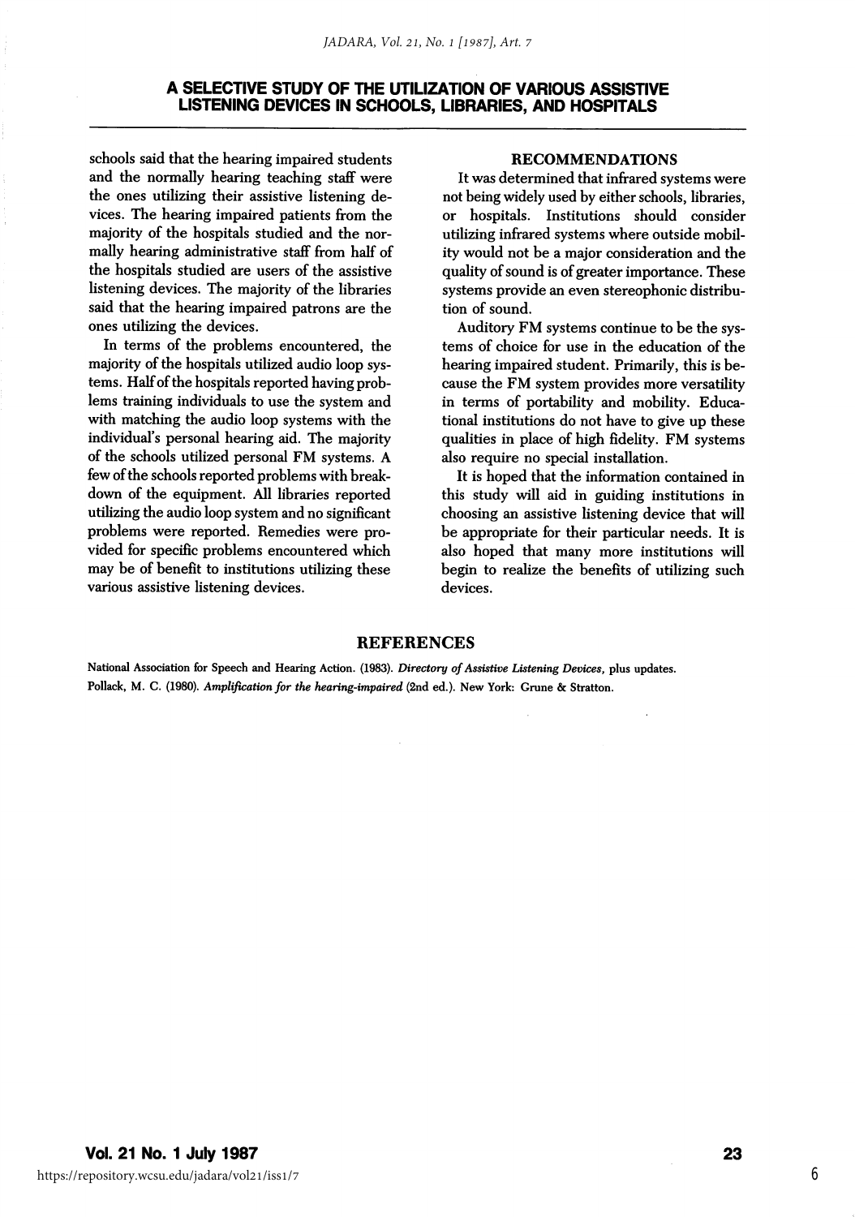schools said that the hearing impaired students and the normally hearing teaching staff were the ones utilizing their assistive listening devices. The hearing impaired patients from the majority of the hospitals studied and the normally hearing administrative staff from half of the hospitals studied are users of the assistive listening devices. The majority of the libraries said that the hearing impaired patrons are the ones utilizing the devices.

In terms of the problems encountered, the majority of the hospitals utilized audio loop systems. Half of the hospitals reported having problems training individuals to use the system and with matching the audio loop systems with the individual's personal hearing aid. The majority of the schools utilized personal FM systems. A few of the schools reported problems with breakdown of the equipment. All libraries reported utilizing the audio loop system and no significant problems were reported. Remedies were provided for specific problems encountered which may be of benefit to institutions utilizing these various assistive listening devices.

## RECOMMENDATIONS

It was determined that infrared systems were not being widely used by either schools, libraries, or hospitals. Institutions should consider utilizing infrared systems where outside mobility would not be a major consideration and the quality of sound is of greater importance. These systems provide an even stereophonic distribution of sound.

Auditory FM systems continue to be the systems of choice for use in the education of the hearing impaired student. Primarily, this is because the FM system provides more versatility in terms of portability and mobility. Educational institutions do not have to give up these qualities in place of high fidelity. FM systems also require no special installation.

It is hoped that the information contained in this study will aid in guiding institutions in choosing an assistive listening device that will be appropriate for their particular needs. It is also hoped that many more institutions will begin to realize the benefits of utilizing such devices.

## REFERENCES

National Association for Speech and Hearing Action. (1983). *Directory of Assistive Listening Devices,* plus updates.

Pollack, M. C. (1980). *Amplification for the hearing-impaired* (2nd ed.). New York: Grune & Stratton.